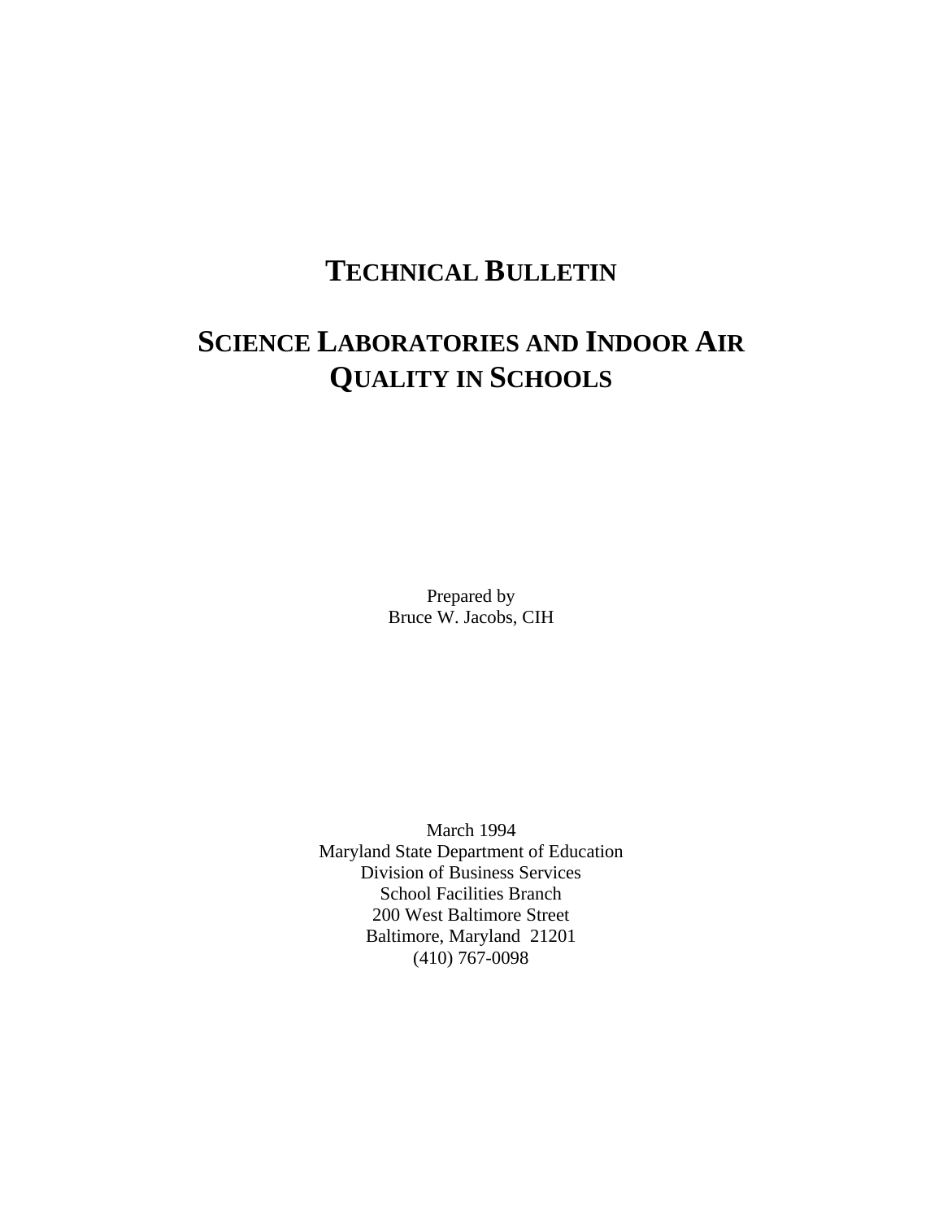# TECHNICAL BULLETIN

# SCIENCE LABORATORIES AND INDOOR AIR QUALITY IN SCHOOLS

Prepared by
Bruce W. Jacobs, CIH

March 1994
Maryland State Department of Education
Division of Business Services
School Facilities Branch
200 West Baltimore Street
Baltimore, Maryland 21201
(410) 767-0098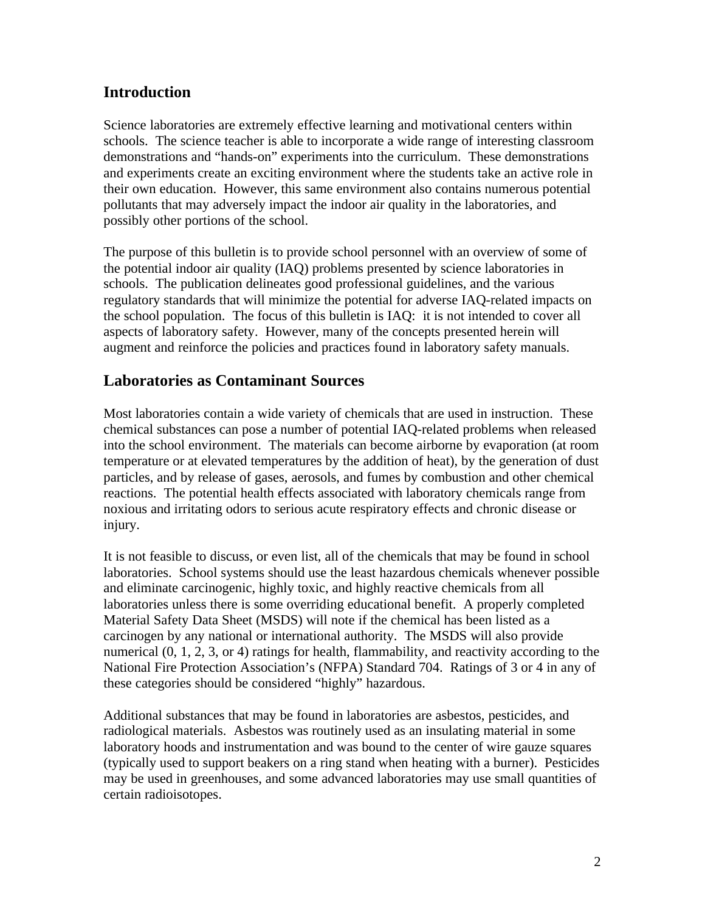## Introduction

Science laboratories are extremely effective learning and motivational centers within schools. The science teacher is able to incorporate a wide range of interesting classroom demonstrations and "hands-on" experiments into the curriculum. These demonstrations and experiments create an exciting environment where the students take an active role in their own education. However, this same environment also contains numerous potential pollutants that may adversely impact the indoor air quality in the laboratories, and possibly other portions of the school.

The purpose of this bulletin is to provide school personnel with an overview of some of the potential indoor air quality (IAQ) problems presented by science laboratories in schools. The publication delineates good professional guidelines, and the various regulatory standards that will minimize the potential for adverse IAQ-related impacts on the school population. The focus of this bulletin is IAQ: it is not intended to cover all aspects of laboratory safety. However, many of the concepts presented herein will augment and reinforce the policies and practices found in laboratory safety manuals.

## Laboratories as Contaminant Sources

Most laboratories contain a wide variety of chemicals that are used in instruction. These chemical substances can pose a number of potential IAQ-related problems when released into the school environment. The materials can become airborne by evaporation (at room temperature or at elevated temperatures by the addition of heat), by the generation of dust particles, and by release of gases, aerosols, and fumes by combustion and other chemical reactions. The potential health effects associated with laboratory chemicals range from noxious and irritating odors to serious acute respiratory effects and chronic disease or injury.

It is not feasible to discuss, or even list, all of the chemicals that may be found in school laboratories. School systems should use the least hazardous chemicals whenever possible and eliminate carcinogenic, highly toxic, and highly reactive chemicals from all laboratories unless there is some overriding educational benefit. A properly completed Material Safety Data Sheet (MSDS) will note if the chemical has been listed as a carcinogen by any national or international authority. The MSDS will also provide numerical (0, 1, 2, 3, or 4) ratings for health, flammability, and reactivity according to the National Fire Protection Association's (NFPA) Standard 704. Ratings of 3 or 4 in any of these categories should be considered "highly" hazardous.

Additional substances that may be found in laboratories are asbestos, pesticides, and radiological materials. Asbestos was routinely used as an insulating material in some laboratory hoods and instrumentation and was bound to the center of wire gauze squares (typically used to support beakers on a ring stand when heating with a burner). Pesticides may be used in greenhouses, and some advanced laboratories may use small quantities of certain radioisotopes.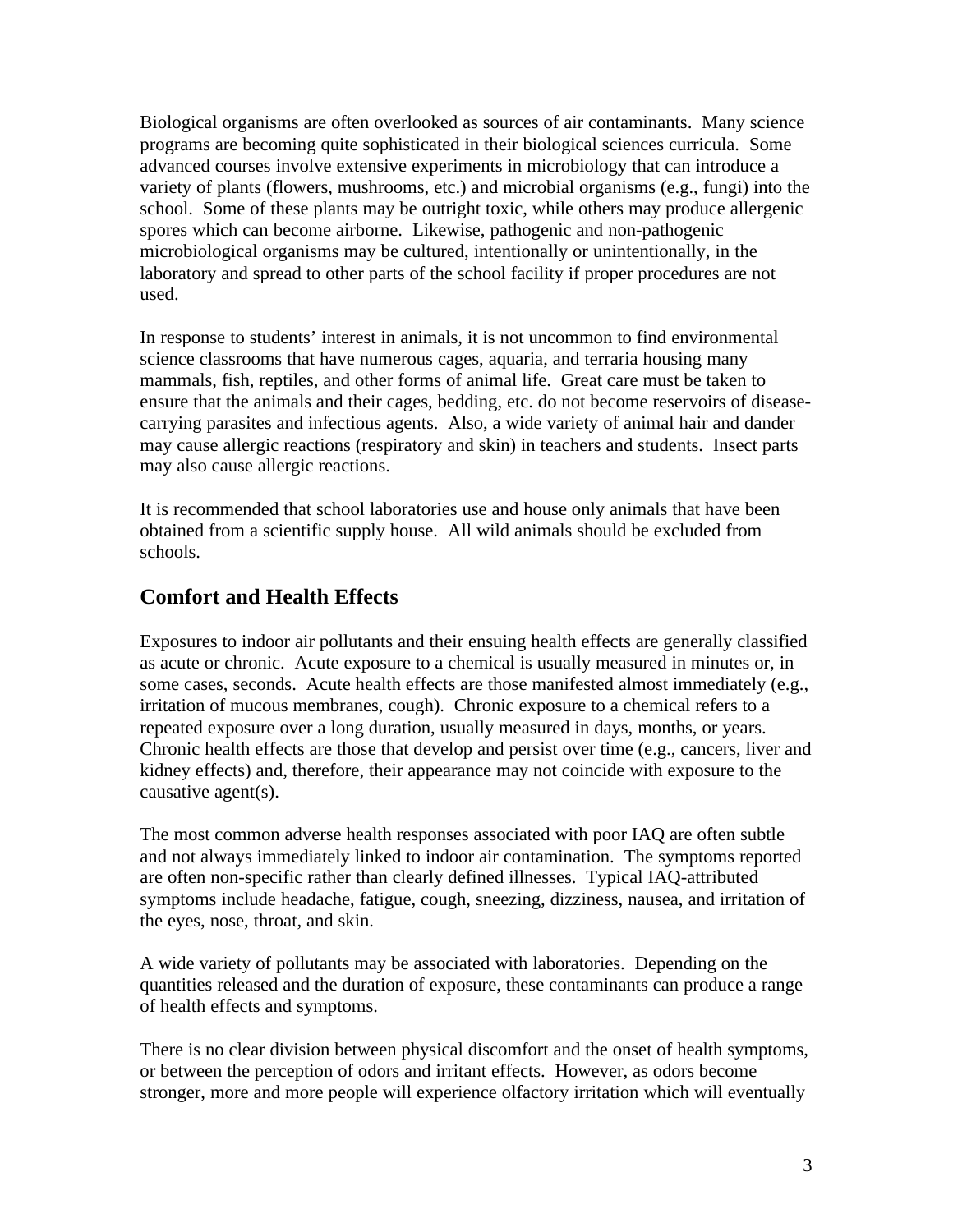Biological organisms are often overlooked as sources of air contaminants. Many science programs are becoming quite sophisticated in their biological sciences curricula. Some advanced courses involve extensive experiments in microbiology that can introduce a variety of plants (flowers, mushrooms, etc.) and microbial organisms (e.g., fungi) into the school. Some of these plants may be outright toxic, while others may produce allergenic spores which can become airborne. Likewise, pathogenic and non-pathogenic microbiological organisms may be cultured, intentionally or unintentionally, in the laboratory and spread to other parts of the school facility if proper procedures are not used.

In response to students' interest in animals, it is not uncommon to find environmental science classrooms that have numerous cages, aquaria, and terraria housing many mammals, fish, reptiles, and other forms of animal life. Great care must be taken to ensure that the animals and their cages, bedding, etc. do not become reservoirs of disease-carrying parasites and infectious agents. Also, a wide variety of animal hair and dander may cause allergic reactions (respiratory and skin) in teachers and students. Insect parts may also cause allergic reactions.

It is recommended that school laboratories use and house only animals that have been obtained from a scientific supply house. All wild animals should be excluded from schools.

## Comfort and Health Effects

Exposures to indoor air pollutants and their ensuing health effects are generally classified as acute or chronic. Acute exposure to a chemical is usually measured in minutes or, in some cases, seconds. Acute health effects are those manifested almost immediately (e.g., irritation of mucous membranes, cough). Chronic exposure to a chemical refers to a repeated exposure over a long duration, usually measured in days, months, or years. Chronic health effects are those that develop and persist over time (e.g., cancers, liver and kidney effects) and, therefore, their appearance may not coincide with exposure to the causative agent(s).

The most common adverse health responses associated with poor IAQ are often subtle and not always immediately linked to indoor air contamination. The symptoms reported are often non-specific rather than clearly defined illnesses. Typical IAQ-attributed symptoms include headache, fatigue, cough, sneezing, dizziness, nausea, and irritation of the eyes, nose, throat, and skin.

A wide variety of pollutants may be associated with laboratories. Depending on the quantities released and the duration of exposure, these contaminants can produce a range of health effects and symptoms.

There is no clear division between physical discomfort and the onset of health symptoms, or between the perception of odors and irritant effects. However, as odors become stronger, more and more people will experience olfactory irritation which will eventually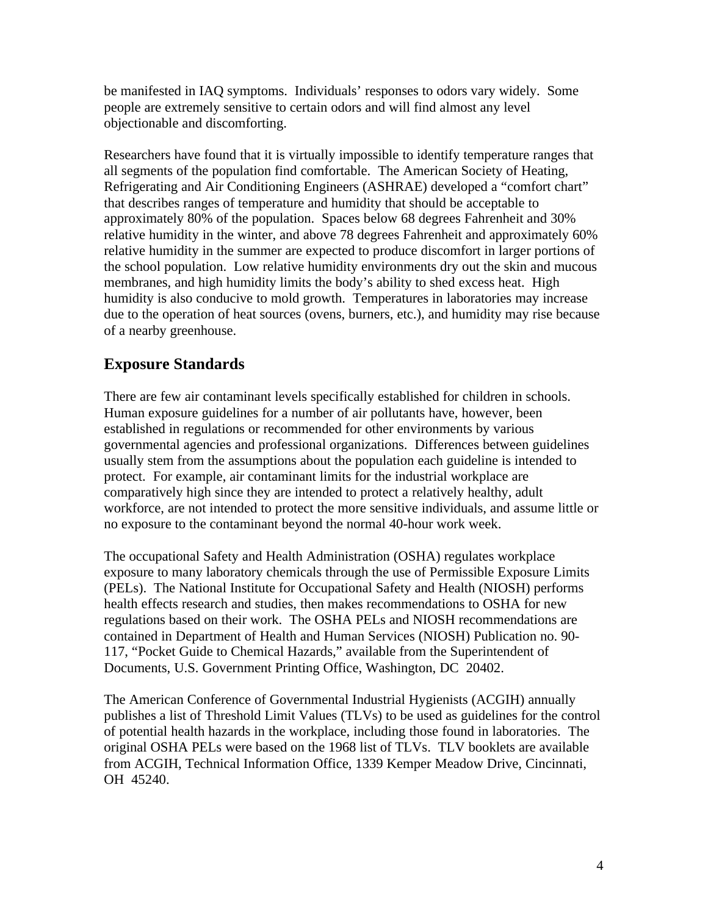be manifested in IAQ symptoms. Individuals' responses to odors vary widely. Some people are extremely sensitive to certain odors and will find almost any level objectionable and discomforting.

Researchers have found that it is virtually impossible to identify temperature ranges that all segments of the population find comfortable. The American Society of Heating, Refrigerating and Air Conditioning Engineers (ASHRAE) developed a "comfort chart" that describes ranges of temperature and humidity that should be acceptable to approximately 80% of the population. Spaces below 68 degrees Fahrenheit and 30% relative humidity in the winter, and above 78 degrees Fahrenheit and approximately 60% relative humidity in the summer are expected to produce discomfort in larger portions of the school population. Low relative humidity environments dry out the skin and mucous membranes, and high humidity limits the body's ability to shed excess heat. High humidity is also conducive to mold growth. Temperatures in laboratories may increase due to the operation of heat sources (ovens, burners, etc.), and humidity may rise because of a nearby greenhouse.

## Exposure Standards

There are few air contaminant levels specifically established for children in schools. Human exposure guidelines for a number of air pollutants have, however, been established in regulations or recommended for other environments by various governmental agencies and professional organizations. Differences between guidelines usually stem from the assumptions about the population each guideline is intended to protect. For example, air contaminant limits for the industrial workplace are comparatively high since they are intended to protect a relatively healthy, adult workforce, are not intended to protect the more sensitive individuals, and assume little or no exposure to the contaminant beyond the normal 40-hour work week.

The occupational Safety and Health Administration (OSHA) regulates workplace exposure to many laboratory chemicals through the use of Permissible Exposure Limits (PELs). The National Institute for Occupational Safety and Health (NIOSH) performs health effects research and studies, then makes recommendations to OSHA for new regulations based on their work. The OSHA PELs and NIOSH recommendations are contained in Department of Health and Human Services (NIOSH) Publication no. 90-117, "Pocket Guide to Chemical Hazards," available from the Superintendent of Documents, U.S. Government Printing Office, Washington, DC 20402.

The American Conference of Governmental Industrial Hygienists (ACGIH) annually publishes a list of Threshold Limit Values (TLVs) to be used as guidelines for the control of potential health hazards in the workplace, including those found in laboratories. The original OSHA PELs were based on the 1968 list of TLVs. TLV booklets are available from ACGIH, Technical Information Office, 1339 Kemper Meadow Drive, Cincinnati, OH 45240.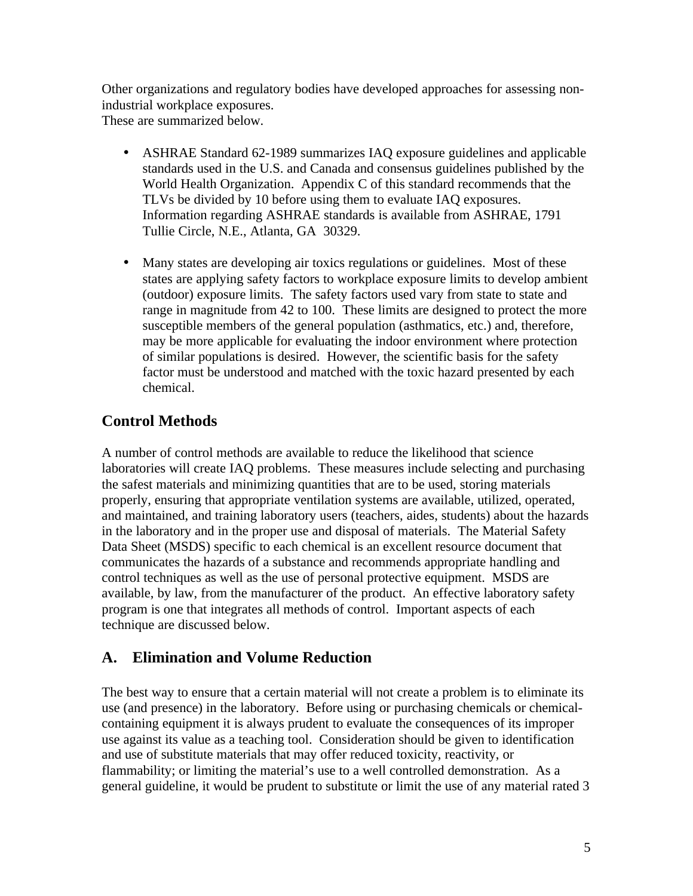Other organizations and regulatory bodies have developed approaches for assessing non-industrial workplace exposures.
These are summarized below.

- ASHRAE Standard 62-1989 summarizes IAQ exposure guidelines and applicable standards used in the U.S. and Canada and consensus guidelines published by the World Health Organization. Appendix C of this standard recommends that the TLVs be divided by 10 before using them to evaluate IAQ exposures. Information regarding ASHRAE standards is available from ASHRAE, 1791 Tullie Circle, N.E., Atlanta, GA 30329.

- Many states are developing air toxics regulations or guidelines. Most of these states are applying safety factors to workplace exposure limits to develop ambient (outdoor) exposure limits. The safety factors used vary from state to state and range in magnitude from 42 to 100. These limits are designed to protect the more susceptible members of the general population (asthmatics, etc.) and, therefore, may be more applicable for evaluating the indoor environment where protection of similar populations is desired. However, the scientific basis for the safety factor must be understood and matched with the toxic hazard presented by each chemical.

## Control Methods

A number of control methods are available to reduce the likelihood that science laboratories will create IAQ problems. These measures include selecting and purchasing the safest materials and minimizing quantities that are to be used, storing materials properly, ensuring that appropriate ventilation systems are available, utilized, operated, and maintained, and training laboratory users (teachers, aides, students) about the hazards in the laboratory and in the proper use and disposal of materials. The Material Safety Data Sheet (MSDS) specific to each chemical is an excellent resource document that communicates the hazards of a substance and recommends appropriate handling and control techniques as well as the use of personal protective equipment. MSDS are available, by law, from the manufacturer of the product. An effective laboratory safety program is one that integrates all methods of control. Important aspects of each technique are discussed below.

## A. Elimination and Volume Reduction

The best way to ensure that a certain material will not create a problem is to eliminate its use (and presence) in the laboratory. Before using or purchasing chemicals or chemical-containing equipment it is always prudent to evaluate the consequences of its improper use against its value as a teaching tool. Consideration should be given to identification and use of substitute materials that may offer reduced toxicity, reactivity, or flammability; or limiting the material's use to a well controlled demonstration. As a general guideline, it would be prudent to substitute or limit the use of any material rated 3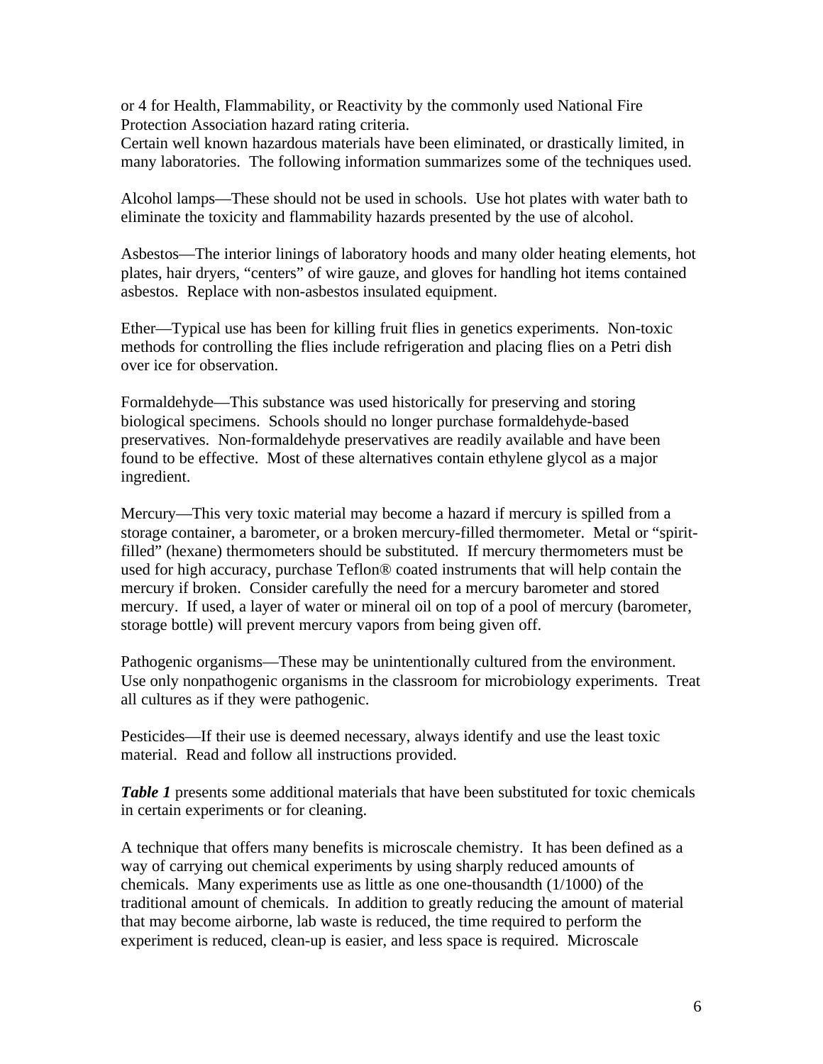or 4 for Health, Flammability, or Reactivity by the commonly used National Fire Protection Association hazard rating criteria.
Certain well known hazardous materials have been eliminated, or drastically limited, in many laboratories. The following information summarizes some of the techniques used.

Alcohol lamps—These should not be used in schools. Use hot plates with water bath to eliminate the toxicity and flammability hazards presented by the use of alcohol.

Asbestos—The interior linings of laboratory hoods and many older heating elements, hot plates, hair dryers, "centers" of wire gauze, and gloves for handling hot items contained asbestos. Replace with non-asbestos insulated equipment.

Ether—Typical use has been for killing fruit flies in genetics experiments. Non-toxic methods for controlling the flies include refrigeration and placing flies on a Petri dish over ice for observation.

Formaldehyde—This substance was used historically for preserving and storing biological specimens. Schools should no longer purchase formaldehyde-based preservatives. Non-formaldehyde preservatives are readily available and have been found to be effective. Most of these alternatives contain ethylene glycol as a major ingredient.

Mercury—This very toxic material may become a hazard if mercury is spilled from a storage container, a barometer, or a broken mercury-filled thermometer. Metal or "spirit-filled" (hexane) thermometers should be substituted. If mercury thermometers must be used for high accuracy, purchase Teflon® coated instruments that will help contain the mercury if broken. Consider carefully the need for a mercury barometer and stored mercury. If used, a layer of water or mineral oil on top of a pool of mercury (barometer, storage bottle) will prevent mercury vapors from being given off.

Pathogenic organisms—These may be unintentionally cultured from the environment. Use only nonpathogenic organisms in the classroom for microbiology experiments. Treat all cultures as if they were pathogenic.

Pesticides—If their use is deemed necessary, always identify and use the least toxic material. Read and follow all instructions provided.

***Table 1*** presents some additional materials that have been substituted for toxic chemicals in certain experiments or for cleaning.

A technique that offers many benefits is microscale chemistry. It has been defined as a way of carrying out chemical experiments by using sharply reduced amounts of chemicals. Many experiments use as little as one one-thousandth (1/1000) of the traditional amount of chemicals. In addition to greatly reducing the amount of material that may become airborne, lab waste is reduced, the time required to perform the experiment is reduced, clean-up is easier, and less space is required. Microscale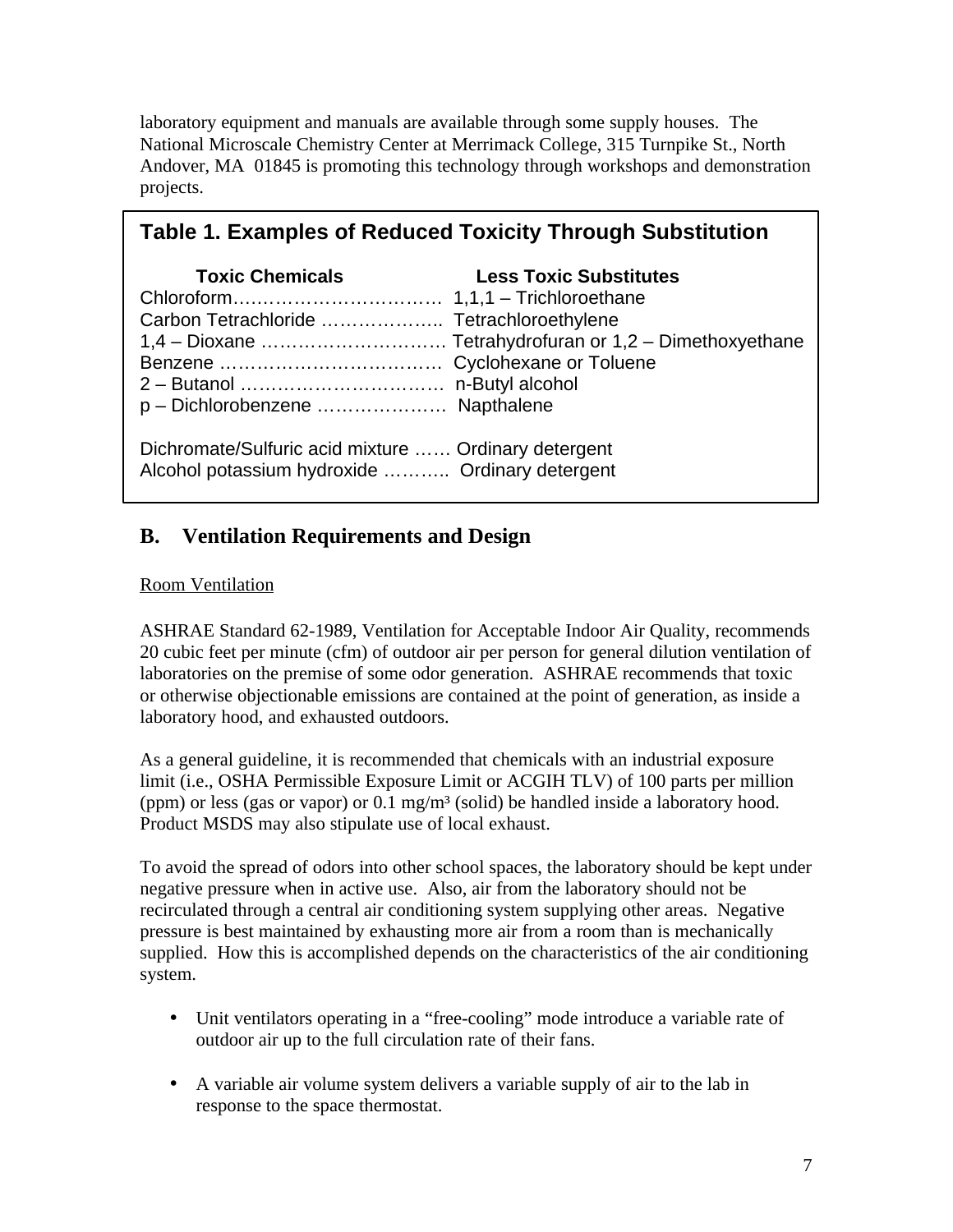laboratory equipment and manuals are available through some supply houses. The National Microscale Chemistry Center at Merrimack College, 315 Turnpike St., North Andover, MA 01845 is promoting this technology through workshops and demonstration projects.

**Table 1. Examples of Reduced Toxicity Through Substitution**

| Toxic Chemicals | Less Toxic Substitutes |
|---|---|
| Chloroform | 1,1,1 – Trichloroethane |
| Carbon Tetrachloride | Tetrachloroethylene |
| 1,4 – Dioxane | Tetrahydrofuran or 1,2 – Dimethoxyethane |
| Benzene | Cyclohexane or Toluene |
| 2 – Butanol | n-Butyl alcohol |
| p – Dichlorobenzene | Napthalene |
| Dichromate/Sulfuric acid mixture | Ordinary detergent |
| Alcohol potassium hydroxide | Ordinary detergent |

## B. Ventilation Requirements and Design

Room Ventilation

ASHRAE Standard 62-1989, Ventilation for Acceptable Indoor Air Quality, recommends 20 cubic feet per minute (cfm) of outdoor air per person for general dilution ventilation of laboratories on the premise of some odor generation. ASHRAE recommends that toxic or otherwise objectionable emissions are contained at the point of generation, as inside a laboratory hood, and exhausted outdoors.

As a general guideline, it is recommended that chemicals with an industrial exposure limit (i.e., OSHA Permissible Exposure Limit or ACGIH TLV) of 100 parts per million (ppm) or less (gas or vapor) or 0.1 mg/m$^3$ (solid) be handled inside a laboratory hood. Product MSDS may also stipulate use of local exhaust.

To avoid the spread of odors into other school spaces, the laboratory should be kept under negative pressure when in active use. Also, air from the laboratory should not be recirculated through a central air conditioning system supplying other areas. Negative pressure is best maintained by exhausting more air from a room than is mechanically supplied. How this is accomplished depends on the characteristics of the air conditioning system.

- Unit ventilators operating in a "free-cooling" mode introduce a variable rate of outdoor air up to the full circulation rate of their fans.
- A variable air volume system delivers a variable supply of air to the lab in response to the space thermostat.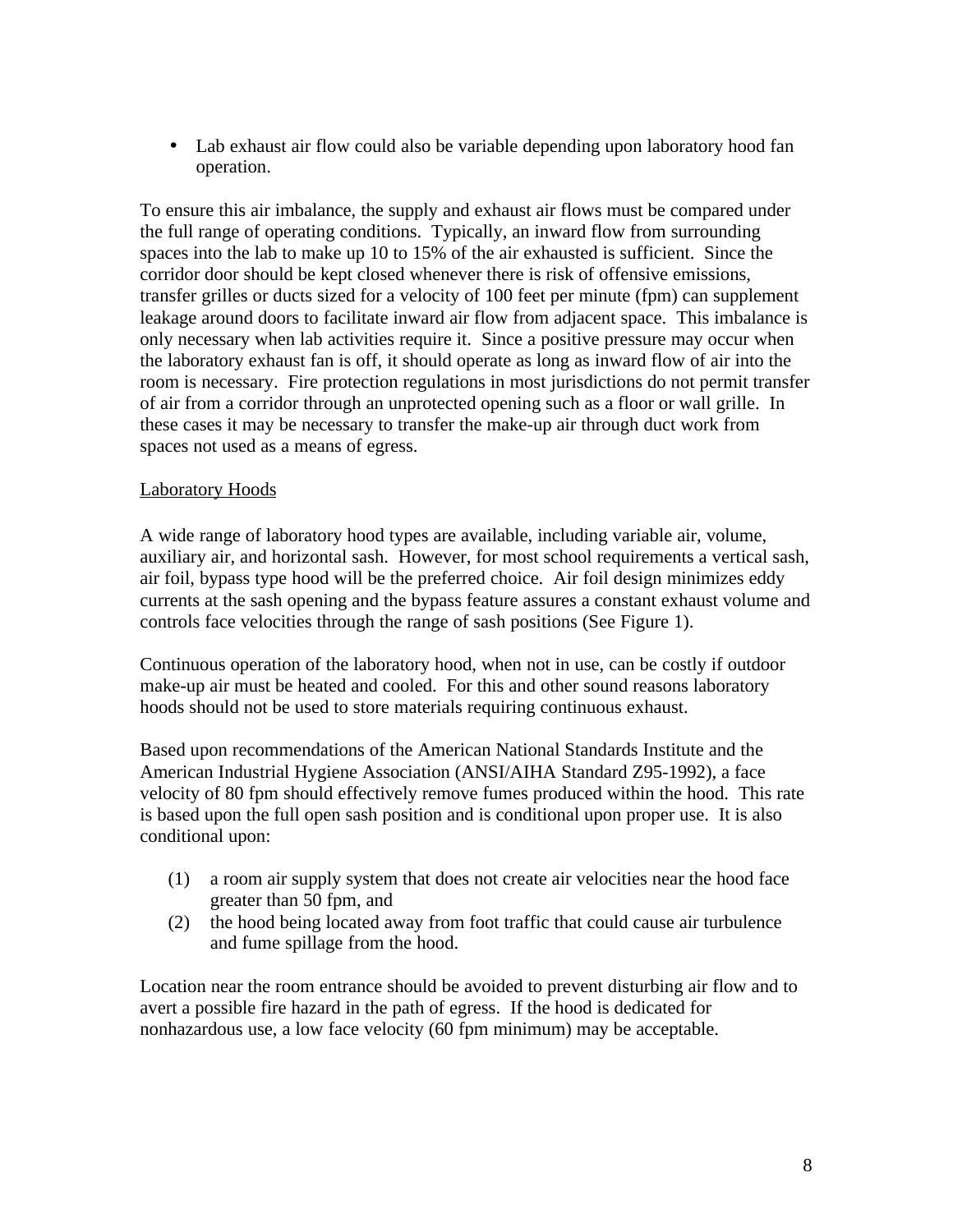- Lab exhaust air flow could also be variable depending upon laboratory hood fan operation.

To ensure this air imbalance, the supply and exhaust air flows must be compared under the full range of operating conditions. Typically, an inward flow from surrounding spaces into the lab to make up 10 to 15% of the air exhausted is sufficient. Since the corridor door should be kept closed whenever there is risk of offensive emissions, transfer grilles or ducts sized for a velocity of 100 feet per minute (fpm) can supplement leakage around doors to facilitate inward air flow from adjacent space. This imbalance is only necessary when lab activities require it. Since a positive pressure may occur when the laboratory exhaust fan is off, it should operate as long as inward flow of air into the room is necessary. Fire protection regulations in most jurisdictions do not permit transfer of air from a corridor through an unprotected opening such as a floor or wall grille. In these cases it may be necessary to transfer the make-up air through duct work from spaces not used as a means of egress.

<u>Laboratory Hoods</u>

A wide range of laboratory hood types are available, including variable air, volume, auxiliary air, and horizontal sash. However, for most school requirements a vertical sash, air foil, bypass type hood will be the preferred choice. Air foil design minimizes eddy currents at the sash opening and the bypass feature assures a constant exhaust volume and controls face velocities through the range of sash positions (See Figure 1).

Continuous operation of the laboratory hood, when not in use, can be costly if outdoor make-up air must be heated and cooled. For this and other sound reasons laboratory hoods should not be used to store materials requiring continuous exhaust.

Based upon recommendations of the American National Standards Institute and the American Industrial Hygiene Association (ANSI/AIHA Standard Z95-1992), a face velocity of 80 fpm should effectively remove fumes produced within the hood. This rate is based upon the full open sash position and is conditional upon proper use. It is also conditional upon:

(1) a room air supply system that does not create air velocities near the hood face greater than 50 fpm, and
(2) the hood being located away from foot traffic that could cause air turbulence and fume spillage from the hood.

Location near the room entrance should be avoided to prevent disturbing air flow and to avert a possible fire hazard in the path of egress. If the hood is dedicated for nonhazardous use, a low face velocity (60 fpm minimum) may be acceptable.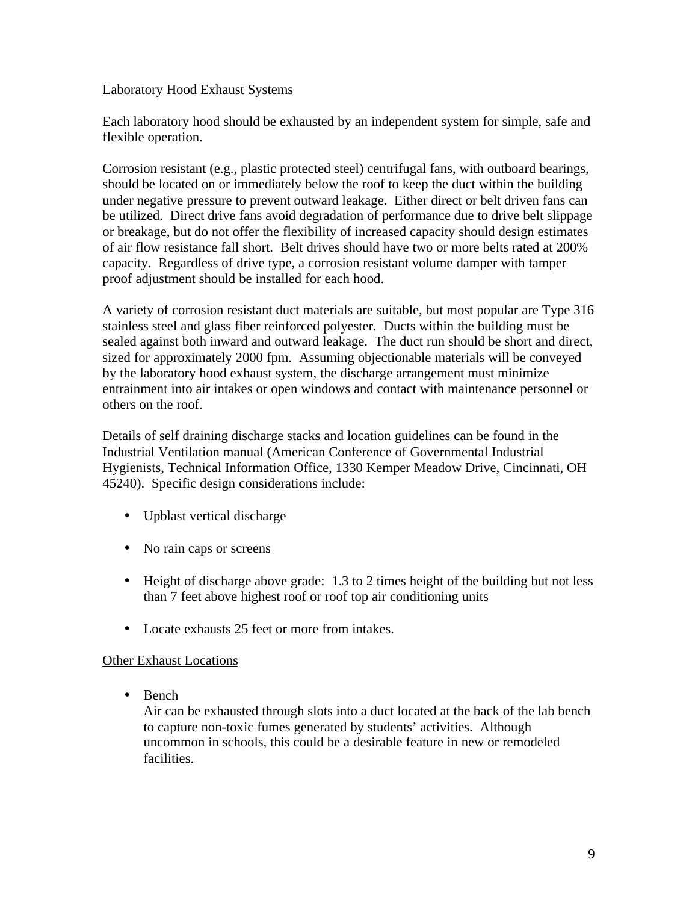## Laboratory Hood Exhaust Systems

Each laboratory hood should be exhausted by an independent system for simple, safe and flexible operation.

Corrosion resistant (e.g., plastic protected steel) centrifugal fans, with outboard bearings, should be located on or immediately below the roof to keep the duct within the building under negative pressure to prevent outward leakage. Either direct or belt driven fans can be utilized. Direct drive fans avoid degradation of performance due to drive belt slippage or breakage, but do not offer the flexibility of increased capacity should design estimates of air flow resistance fall short. Belt drives should have two or more belts rated at 200% capacity. Regardless of drive type, a corrosion resistant volume damper with tamper proof adjustment should be installed for each hood.

A variety of corrosion resistant duct materials are suitable, but most popular are Type 316 stainless steel and glass fiber reinforced polyester. Ducts within the building must be sealed against both inward and outward leakage. The duct run should be short and direct, sized for approximately 2000 fpm. Assuming objectionable materials will be conveyed by the laboratory hood exhaust system, the discharge arrangement must minimize entrainment into air intakes or open windows and contact with maintenance personnel or others on the roof.

Details of self draining discharge stacks and location guidelines can be found in the Industrial Ventilation manual (American Conference of Governmental Industrial Hygienists, Technical Information Office, 1330 Kemper Meadow Drive, Cincinnati, OH 45240). Specific design considerations include:

- Upblast vertical discharge
- No rain caps or screens
- Height of discharge above grade: 1.3 to 2 times height of the building but not less than 7 feet above highest roof or roof top air conditioning units
- Locate exhausts 25 feet or more from intakes.

## Other Exhaust Locations

- Bench
  Air can be exhausted through slots into a duct located at the back of the lab bench to capture non-toxic fumes generated by students' activities. Although uncommon in schools, this could be a desirable feature in new or remodeled facilities.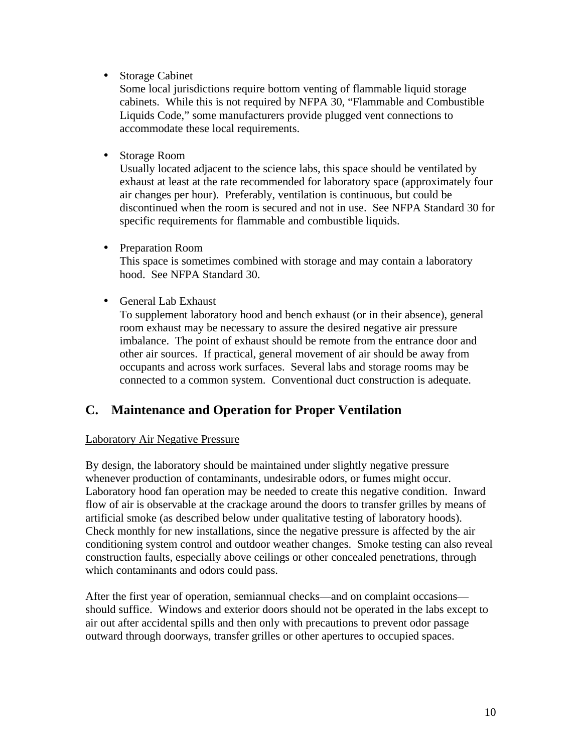- Storage Cabinet
  Some local jurisdictions require bottom venting of flammable liquid storage cabinets. While this is not required by NFPA 30, “Flammable and Combustible Liquids Code,” some manufacturers provide plugged vent connections to accommodate these local requirements.

- Storage Room
  Usually located adjacent to the science labs, this space should be ventilated by exhaust at least at the rate recommended for laboratory space (approximately four air changes per hour). Preferably, ventilation is continuous, but could be discontinued when the room is secured and not in use. See NFPA Standard 30 for specific requirements for flammable and combustible liquids.

- Preparation Room
  This space is sometimes combined with storage and may contain a laboratory hood. See NFPA Standard 30.

- General Lab Exhaust
  To supplement laboratory hood and bench exhaust (or in their absence), general room exhaust may be necessary to assure the desired negative air pressure imbalance. The point of exhaust should be remote from the entrance door and other air sources. If practical, general movement of air should be away from occupants and across work surfaces. Several labs and storage rooms may be connected to a common system. Conventional duct construction is adequate.

## C. Maintenance and Operation for Proper Ventilation

Laboratory Air Negative Pressure

By design, the laboratory should be maintained under slightly negative pressure whenever production of contaminants, undesirable odors, or fumes might occur. Laboratory hood fan operation may be needed to create this negative condition. Inward flow of air is observable at the crackage around the doors to transfer grilles by means of artificial smoke (as described below under qualitative testing of laboratory hoods). Check monthly for new installations, since the negative pressure is affected by the air conditioning system control and outdoor weather changes. Smoke testing can also reveal construction faults, especially above ceilings or other concealed penetrations, through which contaminants and odors could pass.

After the first year of operation, semiannual checks—and on complaint occasions—should suffice. Windows and exterior doors should not be operated in the labs except to air out after accidental spills and then only with precautions to prevent odor passage outward through doorways, transfer grilles or other apertures to occupied spaces.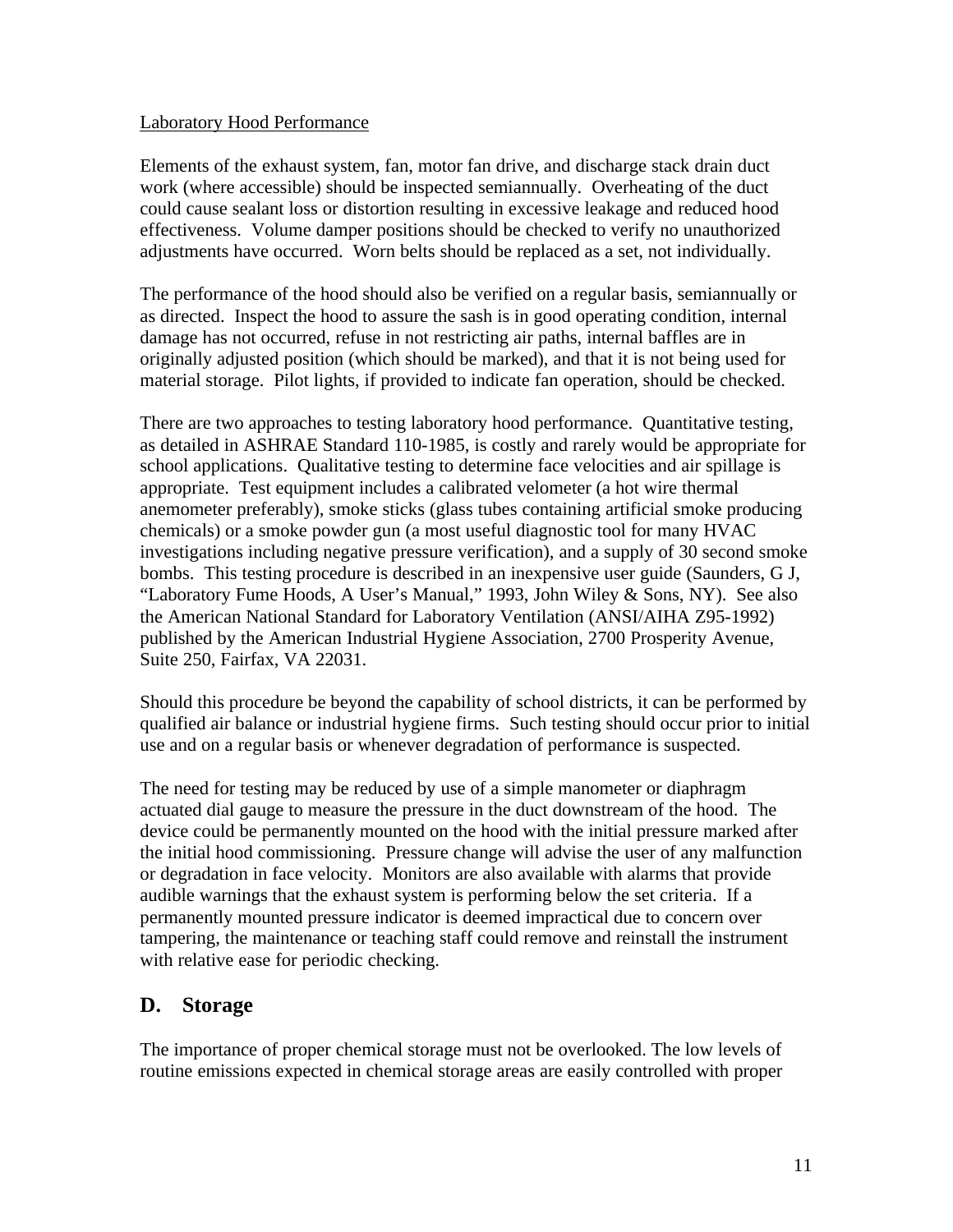Laboratory Hood Performance

Elements of the exhaust system, fan, motor fan drive, and discharge stack drain duct work (where accessible) should be inspected semiannually. Overheating of the duct could cause sealant loss or distortion resulting in excessive leakage and reduced hood effectiveness. Volume damper positions should be checked to verify no unauthorized adjustments have occurred. Worn belts should be replaced as a set, not individually.

The performance of the hood should also be verified on a regular basis, semiannually or as directed. Inspect the hood to assure the sash is in good operating condition, internal damage has not occurred, refuse in not restricting air paths, internal baffles are in originally adjusted position (which should be marked), and that it is not being used for material storage. Pilot lights, if provided to indicate fan operation, should be checked.

There are two approaches to testing laboratory hood performance. Quantitative testing, as detailed in ASHRAE Standard 110-1985, is costly and rarely would be appropriate for school applications. Qualitative testing to determine face velocities and air spillage is appropriate. Test equipment includes a calibrated velometer (a hot wire thermal anemometer preferably), smoke sticks (glass tubes containing artificial smoke producing chemicals) or a smoke powder gun (a most useful diagnostic tool for many HVAC investigations including negative pressure verification), and a supply of 30 second smoke bombs. This testing procedure is described in an inexpensive user guide (Saunders, G J, "Laboratory Fume Hoods, A User's Manual," 1993, John Wiley & Sons, NY). See also the American National Standard for Laboratory Ventilation (ANSI/AIHA Z95-1992) published by the American Industrial Hygiene Association, 2700 Prosperity Avenue, Suite 250, Fairfax, VA 22031.

Should this procedure be beyond the capability of school districts, it can be performed by qualified air balance or industrial hygiene firms. Such testing should occur prior to initial use and on a regular basis or whenever degradation of performance is suspected.

The need for testing may be reduced by use of a simple manometer or diaphragm actuated dial gauge to measure the pressure in the duct downstream of the hood. The device could be permanently mounted on the hood with the initial pressure marked after the initial hood commissioning. Pressure change will advise the user of any malfunction or degradation in face velocity. Monitors are also available with alarms that provide audible warnings that the exhaust system is performing below the set criteria. If a permanently mounted pressure indicator is deemed impractical due to concern over tampering, the maintenance or teaching staff could remove and reinstall the instrument with relative ease for periodic checking.

## D. Storage

The importance of proper chemical storage must not be overlooked. The low levels of routine emissions expected in chemical storage areas are easily controlled with proper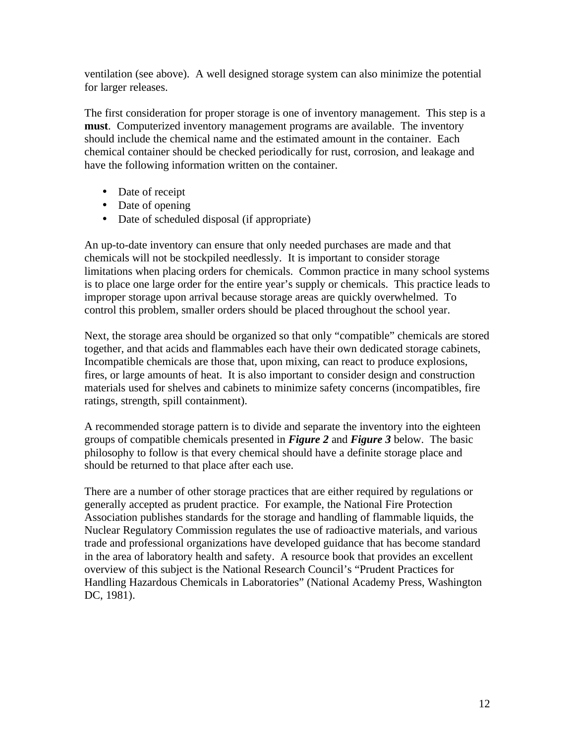ventilation (see above). A well designed storage system can also minimize the potential for larger releases.

The first consideration for proper storage is one of inventory management. This step is a **must**. Computerized inventory management programs are available. The inventory should include the chemical name and the estimated amount in the container. Each chemical container should be checked periodically for rust, corrosion, and leakage and have the following information written on the container.

- Date of receipt
- Date of opening
- Date of scheduled disposal (if appropriate)

An up-to-date inventory can ensure that only needed purchases are made and that chemicals will not be stockpiled needlessly. It is important to consider storage limitations when placing orders for chemicals. Common practice in many school systems is to place one large order for the entire year's supply or chemicals. This practice leads to improper storage upon arrival because storage areas are quickly overwhelmed. To control this problem, smaller orders should be placed throughout the school year.

Next, the storage area should be organized so that only "compatible" chemicals are stored together, and that acids and flammables each have their own dedicated storage cabinets, Incompatible chemicals are those that, upon mixing, can react to produce explosions, fires, or large amounts of heat. It is also important to consider design and construction materials used for shelves and cabinets to minimize safety concerns (incompatibles, fire ratings, strength, spill containment).

A recommended storage pattern is to divide and separate the inventory into the eighteen groups of compatible chemicals presented in ***Figure 2*** and ***Figure 3*** below. The basic philosophy to follow is that every chemical should have a definite storage place and should be returned to that place after each use.

There are a number of other storage practices that are either required by regulations or generally accepted as prudent practice. For example, the National Fire Protection Association publishes standards for the storage and handling of flammable liquids, the Nuclear Regulatory Commission regulates the use of radioactive materials, and various trade and professional organizations have developed guidance that has become standard in the area of laboratory health and safety. A resource book that provides an excellent overview of this subject is the National Research Council's "Prudent Practices for Handling Hazardous Chemicals in Laboratories" (National Academy Press, Washington DC, 1981).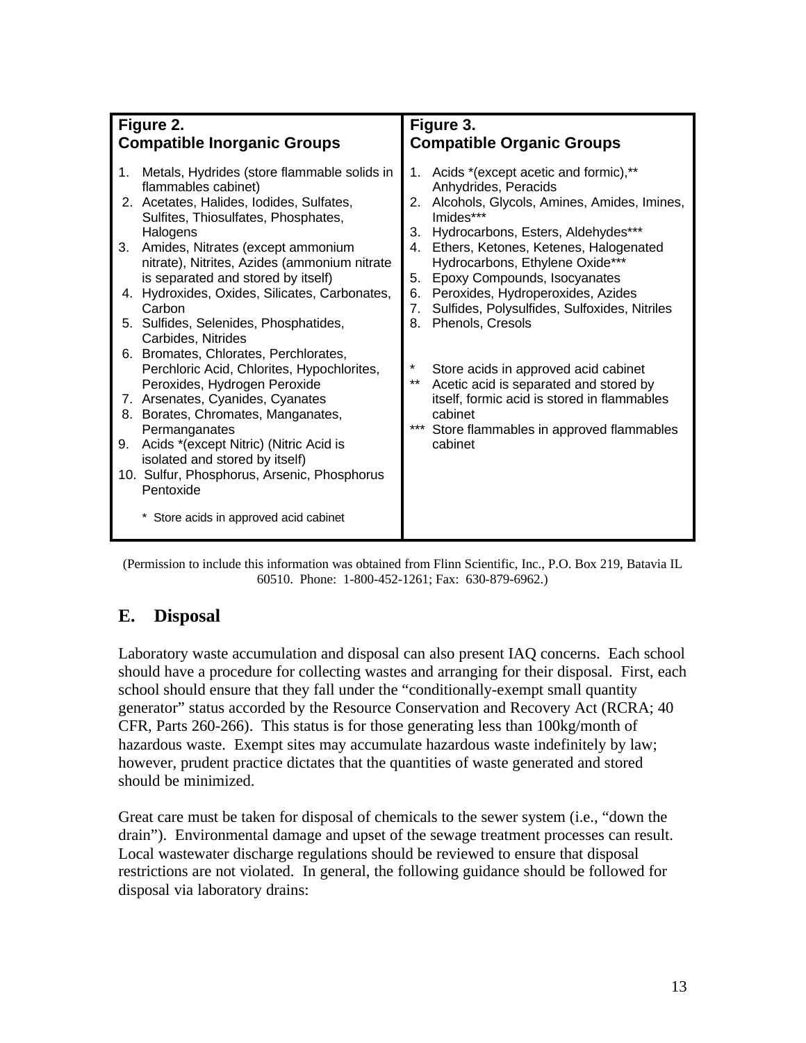| **Figure 2.**<br>**Compatible Inorganic Groups** | **Figure 3.**<br>**Compatible Organic Groups** |
|---|---|
| 1. Metals, Hydrides (store flammable solids in flammables cabinet)<br>2. Acetates, Halides, Iodides, Sulfates, Sulfites, Thiosulfates, Phosphates, Halogens<br>3. Amides, Nitrates (except ammonium nitrate), Nitrites, Azides (ammonium nitrate is separated and stored by itself)<br>4. Hydroxides, Oxides, Silicates, Carbonates, Carbon<br>5. Sulfides, Selenides, Phosphatides, Carbides, Nitrides<br>6. Bromates, Chlorates, Perchlorates, Perchloric Acid, Chlorites, Hypochlorites, Peroxides, Hydrogen Peroxide<br>7. Arsenates, Cyanides, Cyanates<br>8. Borates, Chromates, Manganates, Permanganates<br>9. Acids *(except Nitric) (Nitric Acid is isolated and stored by itself)<br>10. Sulfur, Phosphorus, Arsenic, Phosphorus Pentoxide<br><br>* Store acids in approved acid cabinet | 1. Acids *(except acetic and formic),** Anhydrides, Peracids<br>2. Alcohols, Glycols, Amines, Amides, Imines, Imides***<br>3. Hydrocarbons, Esters, Aldehydes***<br>4. Ethers, Ketones, Ketenes, Halogenated Hydrocarbons, Ethylene Oxide***<br>5. Epoxy Compounds, Isocyanates<br>6. Peroxides, Hydroperoxides, Azides<br>7. Sulfides, Polysulfides, Sulfoxides, Nitriles<br>8. Phenols, Cresols<br><br>* Store acids in approved acid cabinet<br>** Acetic acid is separated and stored by itself, formic acid is stored in flammables cabinet<br>*** Store flammables in approved flammables cabinet |

(Permission to include this information was obtained from Flinn Scientific, Inc., P.O. Box 219, Batavia IL 60510. Phone: 1-800-452-1261; Fax: 630-879-6962.)

## E. Disposal

Laboratory waste accumulation and disposal can also present IAQ concerns. Each school should have a procedure for collecting wastes and arranging for their disposal. First, each school should ensure that they fall under the "conditionally-exempt small quantity generator" status accorded by the Resource Conservation and Recovery Act (RCRA; 40 CFR, Parts 260-266). This status is for those generating less than 100kg/month of hazardous waste. Exempt sites may accumulate hazardous waste indefinitely by law; however, prudent practice dictates that the quantities of waste generated and stored should be minimized.

Great care must be taken for disposal of chemicals to the sewer system (i.e., "down the drain"). Environmental damage and upset of the sewage treatment processes can result. Local wastewater discharge regulations should be reviewed to ensure that disposal restrictions are not violated. In general, the following guidance should be followed for disposal via laboratory drains: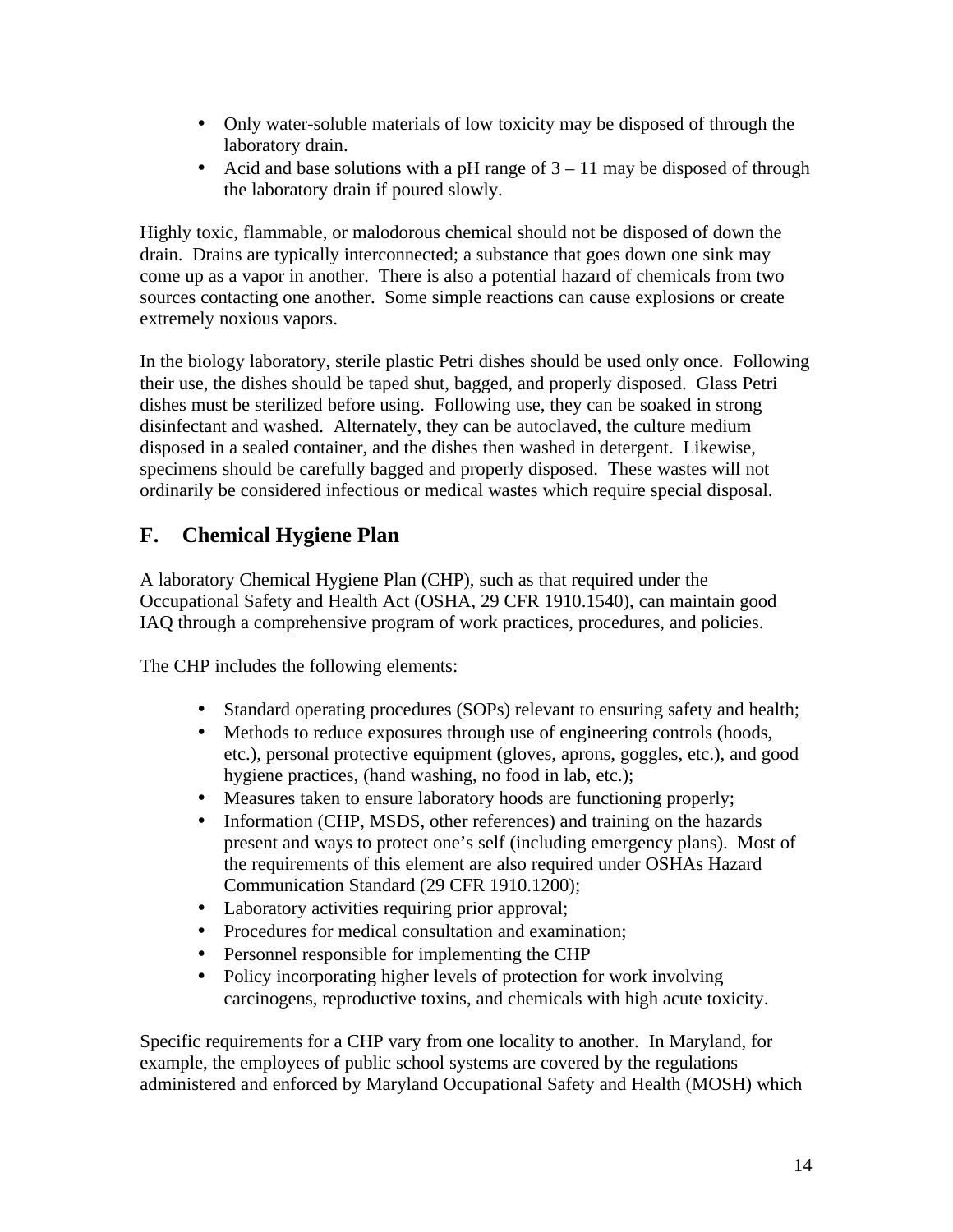- Only water-soluble materials of low toxicity may be disposed of through the laboratory drain.
- Acid and base solutions with a pH range of 3 – 11 may be disposed of through the laboratory drain if poured slowly.

Highly toxic, flammable, or malodorous chemical should not be disposed of down the drain. Drains are typically interconnected; a substance that goes down one sink may come up as a vapor in another. There is also a potential hazard of chemicals from two sources contacting one another. Some simple reactions can cause explosions or create extremely noxious vapors.

In the biology laboratory, sterile plastic Petri dishes should be used only once. Following their use, the dishes should be taped shut, bagged, and properly disposed. Glass Petri dishes must be sterilized before using. Following use, they can be soaked in strong disinfectant and washed. Alternately, they can be autoclaved, the culture medium disposed in a sealed container, and the dishes then washed in detergent. Likewise, specimens should be carefully bagged and properly disposed. These wastes will not ordinarily be considered infectious or medical wastes which require special disposal.

## F. Chemical Hygiene Plan

A laboratory Chemical Hygiene Plan (CHP), such as that required under the Occupational Safety and Health Act (OSHA, 29 CFR 1910.1540), can maintain good IAQ through a comprehensive program of work practices, procedures, and policies.

The CHP includes the following elements:

- Standard operating procedures (SOPs) relevant to ensuring safety and health;
- Methods to reduce exposures through use of engineering controls (hoods, etc.), personal protective equipment (gloves, aprons, goggles, etc.), and good hygiene practices, (hand washing, no food in lab, etc.);
- Measures taken to ensure laboratory hoods are functioning properly;
- Information (CHP, MSDS, other references) and training on the hazards present and ways to protect one's self (including emergency plans). Most of the requirements of this element are also required under OSHAs Hazard Communication Standard (29 CFR 1910.1200);
- Laboratory activities requiring prior approval;
- Procedures for medical consultation and examination;
- Personnel responsible for implementing the CHP
- Policy incorporating higher levels of protection for work involving carcinogens, reproductive toxins, and chemicals with high acute toxicity.

Specific requirements for a CHP vary from one locality to another. In Maryland, for example, the employees of public school systems are covered by the regulations administered and enforced by Maryland Occupational Safety and Health (MOSH) which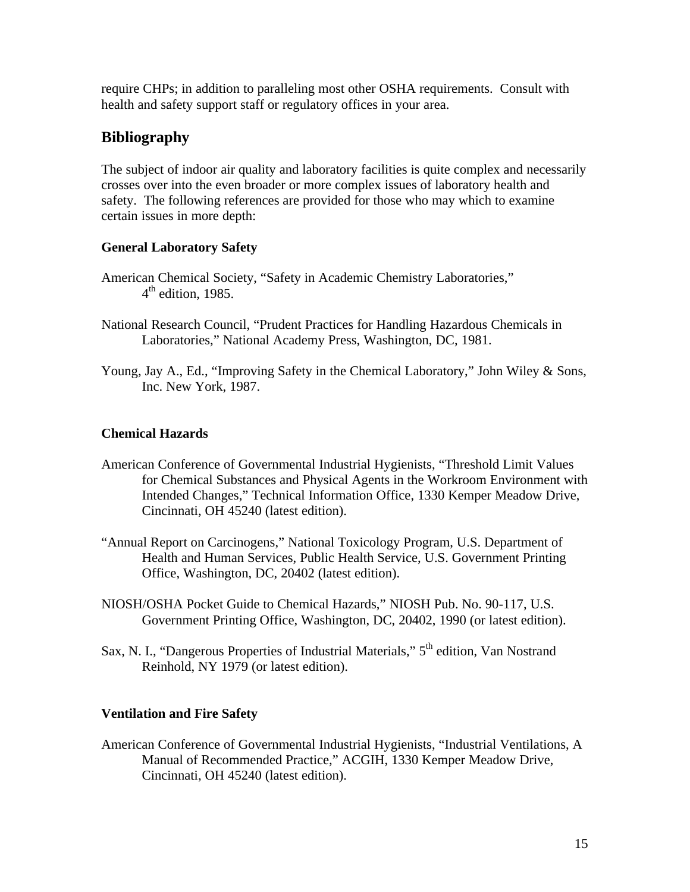require CHPs; in addition to paralleling most other OSHA requirements. Consult with health and safety support staff or regulatory offices in your area.

## Bibliography

The subject of indoor air quality and laboratory facilities is quite complex and necessarily crosses over into the even broader or more complex issues of laboratory health and safety. The following references are provided for those who may which to examine certain issues in more depth:

### General Laboratory Safety

American Chemical Society, "Safety in Academic Chemistry Laboratories," 4th edition, 1985.

National Research Council, "Prudent Practices for Handling Hazardous Chemicals in Laboratories," National Academy Press, Washington, DC, 1981.

Young, Jay A., Ed., "Improving Safety in the Chemical Laboratory," John Wiley & Sons, Inc. New York, 1987.

### Chemical Hazards

American Conference of Governmental Industrial Hygienists, "Threshold Limit Values for Chemical Substances and Physical Agents in the Workroom Environment with Intended Changes," Technical Information Office, 1330 Kemper Meadow Drive, Cincinnati, OH 45240 (latest edition).

"Annual Report on Carcinogens," National Toxicology Program, U.S. Department of Health and Human Services, Public Health Service, U.S. Government Printing Office, Washington, DC, 20402 (latest edition).

NIOSH/OSHA Pocket Guide to Chemical Hazards," NIOSH Pub. No. 90-117, U.S. Government Printing Office, Washington, DC, 20402, 1990 (or latest edition).

Sax, N. I., "Dangerous Properties of Industrial Materials," 5th edition, Van Nostrand Reinhold, NY 1979 (or latest edition).

### Ventilation and Fire Safety

American Conference of Governmental Industrial Hygienists, "Industrial Ventilations, A Manual of Recommended Practice," ACGIH, 1330 Kemper Meadow Drive, Cincinnati, OH 45240 (latest edition).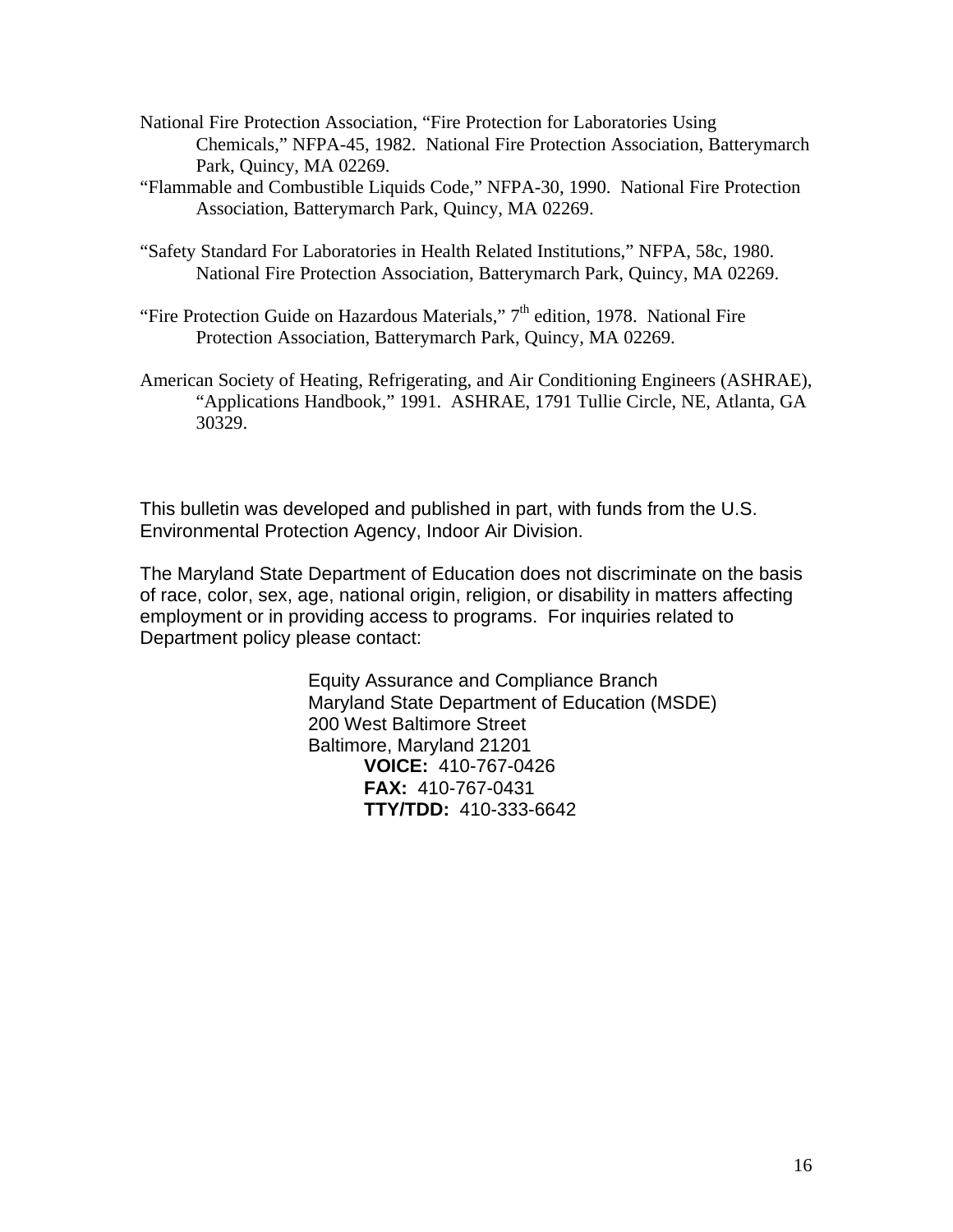National Fire Protection Association, "Fire Protection for Laboratories Using Chemicals," NFPA-45, 1982. National Fire Protection Association, Batterymarch Park, Quincy, MA 02269.

"Flammable and Combustible Liquids Code," NFPA-30, 1990. National Fire Protection Association, Batterymarch Park, Quincy, MA 02269.

"Safety Standard For Laboratories in Health Related Institutions," NFPA, 58c, 1980. National Fire Protection Association, Batterymarch Park, Quincy, MA 02269.

"Fire Protection Guide on Hazardous Materials," 7th edition, 1978. National Fire Protection Association, Batterymarch Park, Quincy, MA 02269.

American Society of Heating, Refrigerating, and Air Conditioning Engineers (ASHRAE), "Applications Handbook," 1991. ASHRAE, 1791 Tullie Circle, NE, Atlanta, GA 30329.

This bulletin was developed and published in part, with funds from the U.S. Environmental Protection Agency, Indoor Air Division.

The Maryland State Department of Education does not discriminate on the basis of race, color, sex, age, national origin, religion, or disability in matters affecting employment or in providing access to programs. For inquiries related to Department policy please contact:

Equity Assurance and Compliance Branch
Maryland State Department of Education (MSDE)
200 West Baltimore Street
Baltimore, Maryland 21201
**VOICE:** 410-767-0426
**FAX:** 410-767-0431
**TTY/TDD:** 410-333-6642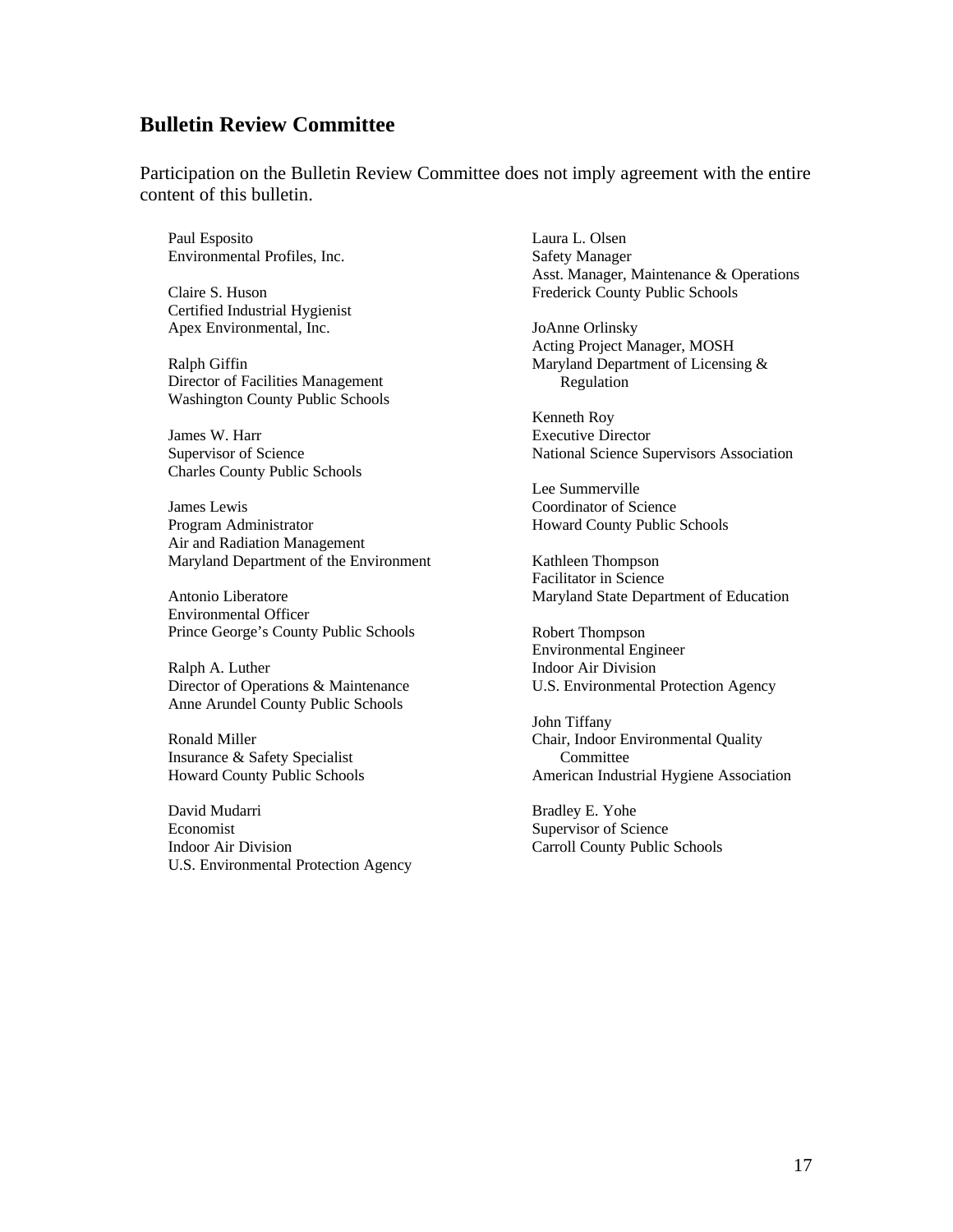## Bulletin Review Committee

Participation on the Bulletin Review Committee does not imply agreement with the entire content of this bulletin.

Paul Esposito
Environmental Profiles, Inc.

Claire S. Huson
Certified Industrial Hygienist
Apex Environmental, Inc.

Ralph Giffin
Director of Facilities Management
Washington County Public Schools

James W. Harr
Supervisor of Science
Charles County Public Schools

James Lewis
Program Administrator
Air and Radiation Management
Maryland Department of the Environment

Antonio Liberatore
Environmental Officer
Prince George's County Public Schools

Ralph A. Luther
Director of Operations & Maintenance
Anne Arundel County Public Schools

Ronald Miller
Insurance & Safety Specialist
Howard County Public Schools

David Mudarri
Economist
Indoor Air Division
U.S. Environmental Protection Agency

Laura L. Olsen
Safety Manager
Asst. Manager, Maintenance & Operations
Frederick County Public Schools

JoAnne Orlinsky
Acting Project Manager, MOSH
Maryland Department of Licensing & Regulation

Kenneth Roy
Executive Director
National Science Supervisors Association

Lee Summerville
Coordinator of Science
Howard County Public Schools

Kathleen Thompson
Facilitator in Science
Maryland State Department of Education

Robert Thompson
Environmental Engineer
Indoor Air Division
U.S. Environmental Protection Agency

John Tiffany
Chair, Indoor Environmental Quality Committee
American Industrial Hygiene Association

Bradley E. Yohe
Supervisor of Science
Carroll County Public Schools